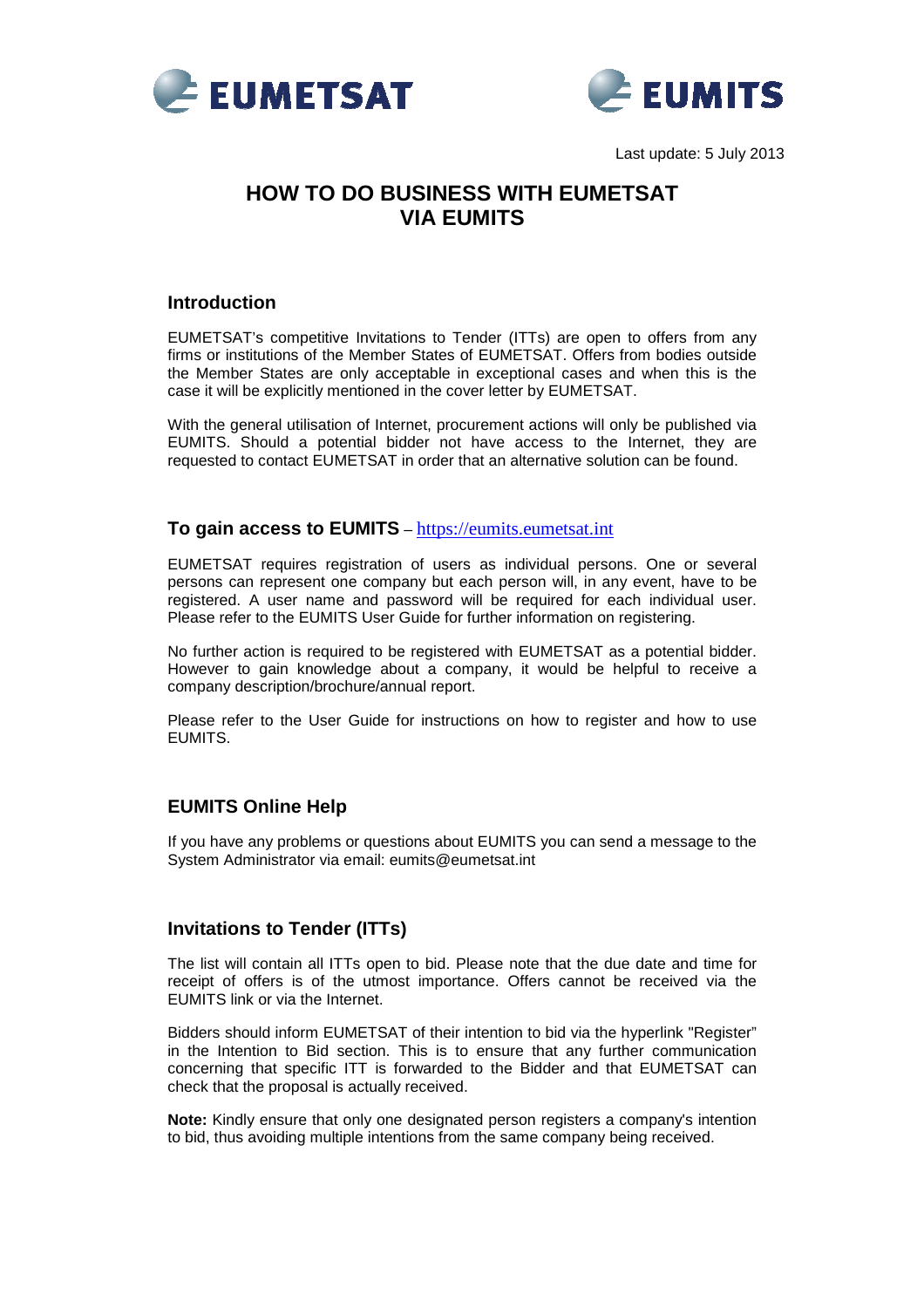Last update: 5 July 2013

# HOW TO DO BUSINESS WITH EUMETSAT VIA EUMITS

## Introduction

EUMETSAT's competitive Invitations to Tender (ITTs) are open to offers from any firms or institutions of the Member States of EUMETSAT. Offers from bodies outside the Member States are only acceptable in exceptional cases and when this is the case it will be explicitly mentioned in the cover letter by EUMETSAT.

With the general utilisation of Internet, procurement actions will only be published via EUMITS. Should a potential bidder not have access to the Internet, they are requested to contact EUMETSAT in order that an alternative solution can be found.

## To gain access to EUMITS – https://eumits.eumetsat.int

EUMETSAT requires registration of users as individual persons. One or several persons can represent one company but each person will, in any event, have to be registered. A user name and password will be required for each individual user. Please refer to the EUMITS User Guide for further information on registering.

No further action is required to be registered with EUMETSAT as a potential bidder. However to gain knowledge about a company, it would be helpful to receive a company description/brochure/annual report.

Please refer to the User Guide for instructions on how to register and how to use EUMITS.

## EUMITS Online Help

If you have any problems or questions about EUMITS you can send a message to the System Administrator via email: eumits@eumetsat.int

## Invitations to Tender (ITTs)

The list will contain all ITTs open to bid. Please note that the due date and time for receipt of offers is of the utmost importance. Offers cannot be received via the EUMITS link or via the Internet.

Bidders should inform EUMETSAT of their intention to bid via the hyperlink "Register" in the Intention to Bid section. This is to ensure that any further communication concerning that specific ITT is forwarded to the Bidder and that EUMETSAT can check that the proposal is actually received.

**Note:** Kindly ensure that only one designated person registers a company's intention to bid, thus avoiding multiple intentions from the same company being received.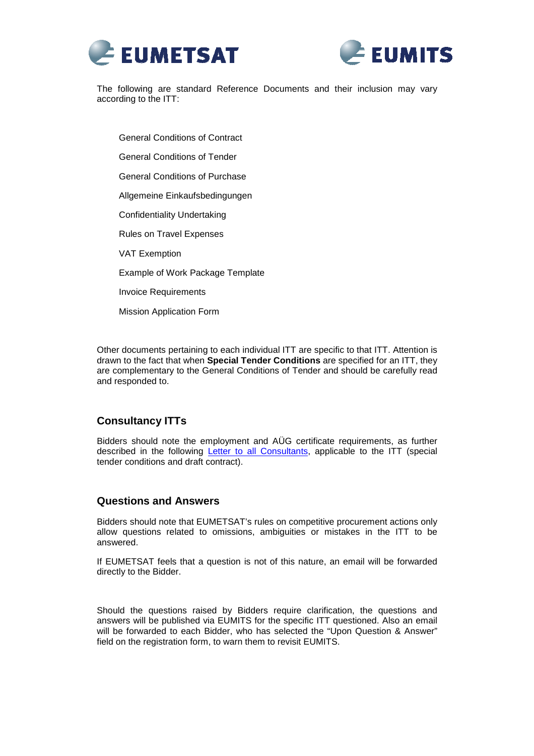The following are standard Reference Documents and their inclusion may vary according to the ITT:

- General Conditions of Contract
- General Conditions of Tender
- General Conditions of Purchase
- Allgemeine Einkaufsbedingungen
- Confidentiality Undertaking
- Rules on Travel Expenses
- VAT Exemption
- Example of Work Package Template
- Invoice Requirements
- Mission Application Form

Other documents pertaining to each individual ITT are specific to that ITT. Attention is drawn to the fact that when **Special Tender Conditions** are specified for an ITT, they are complementary to the General Conditions of Tender and should be carefully read and responded to.

## Consultancy ITTs

Bidders should note the employment and AÜG certificate requirements, as further described in the following Letter to all Consultants, applicable to the ITT (special tender conditions and draft contract).

## Questions and Answers

Bidders should note that EUMETSAT's rules on competitive procurement actions only allow questions related to omissions, ambiguities or mistakes in the ITT to be answered.

If EUMETSAT feels that a question is not of this nature, an email will be forwarded directly to the Bidder.

Should the questions raised by Bidders require clarification, the questions and answers will be published via EUMITS for the specific ITT questioned. Also an email will be forwarded to each Bidder, who has selected the "Upon Question & Answer" field on the registration form, to warn them to revisit EUMITS.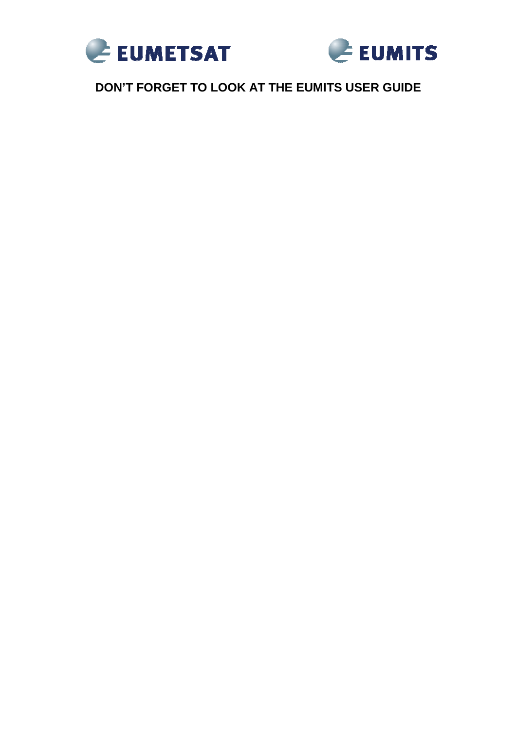EUMETSAT EUMITS

**DON'T FORGET TO LOOK AT THE EUMITS USER GUIDE**